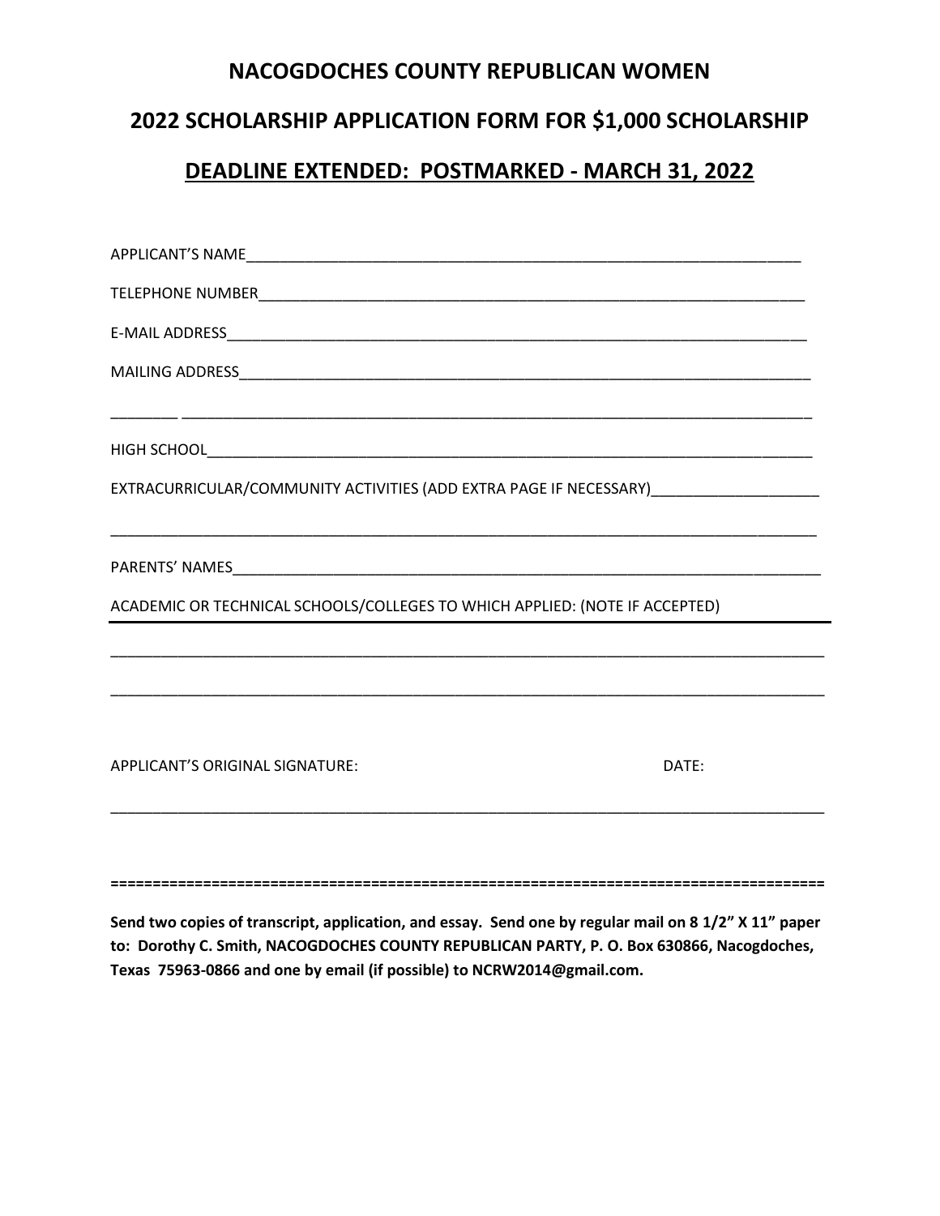# NACOGDOCHES COUNTY REPUBLICAN WOMEN

## 2022 SCHOLARSHIP APPLICATION FORM FOR $1,000 SCHOLARSHIP

## DEADLINE EXTENDED: POSTMARKED - MARCH 31, 2022

APPLICANT'S NAME______________________________________________________________________

TELEPHONE NUMBER_____________________________________________________________________

E-MAIL ADDRESS________________________________________________________________________

MAILING ADDRESS_______________________________________________________________________

________ ______________________________________________________________________________

HIGH SCHOOL__________________________________________________________________________

EXTRACURRICULAR/COMMUNITY ACTIVITIES (ADD EXTRA PAGE IF NECESSARY)____________________

_______________________________________________________________________________________

PARENTS' NAMES_________________________________________________________________________

ACADEMIC OR TECHNICAL SCHOOLS/COLLEGES TO WHICH APPLIED: (NOTE IF ACCEPTED)

_______________________________________________________________________________________

_______________________________________________________________________________________

_______________________________________________________________________________________

APPLICANT'S ORIGINAL SIGNATURE: DATE:

_______________________________________________________________________________________

=======================================================================================

**Send two copies of transcript, application, and essay. Send one by regular mail on 8 1/2" X 11" paper to: Dorothy C. Smith, NACOGDOCHES COUNTY REPUBLICAN PARTY, P. O. Box 630866, Nacogdoches, Texas 75963-0866 and one by email (if possible) to NCRW2014@gmail.com.**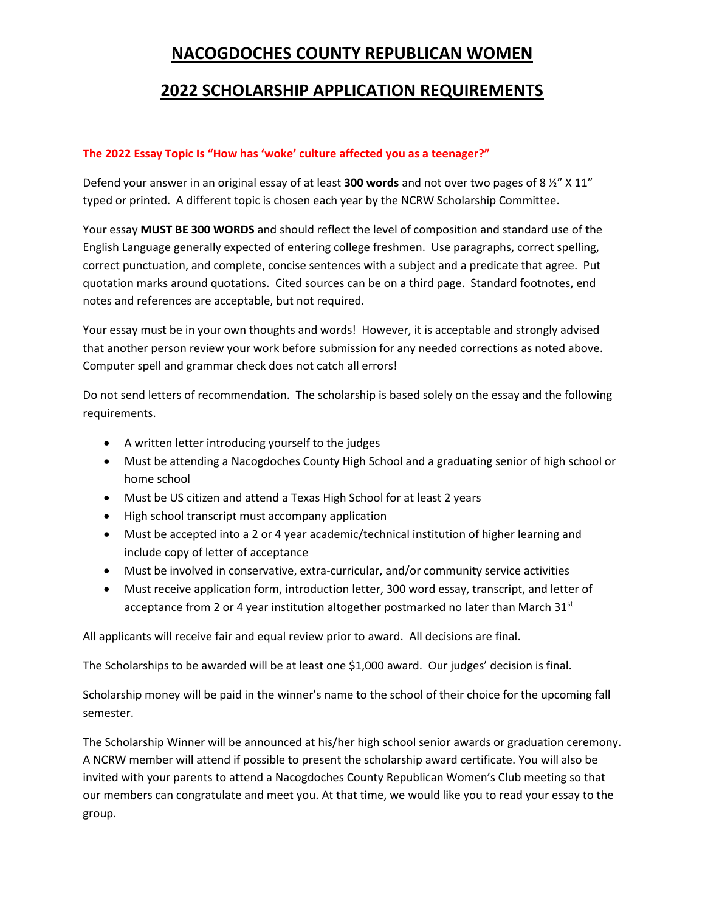# NACOGDOCHES COUNTY REPUBLICAN WOMEN

# 2022 SCHOLARSHIP APPLICATION REQUIREMENTS

**The 2022 Essay Topic Is "How has 'woke' culture affected you as a teenager?"**

Defend your answer in an original essay of at least **300 words** and not over two pages of 8 ½" X 11" typed or printed. A different topic is chosen each year by the NCRW Scholarship Committee.

Your essay **MUST BE 300 WORDS** and should reflect the level of composition and standard use of the English Language generally expected of entering college freshmen. Use paragraphs, correct spelling, correct punctuation, and complete, concise sentences with a subject and a predicate that agree. Put quotation marks around quotations. Cited sources can be on a third page. Standard footnotes, end notes and references are acceptable, but not required.

Your essay must be in your own thoughts and words! However, it is acceptable and strongly advised that another person review your work before submission for any needed corrections as noted above. Computer spell and grammar check does not catch all errors!

Do not send letters of recommendation. The scholarship is based solely on the essay and the following requirements.

- A written letter introducing yourself to the judges
- Must be attending a Nacogdoches County High School and a graduating senior of high school or home school
- Must be US citizen and attend a Texas High School for at least 2 years
- High school transcript must accompany application
- Must be accepted into a 2 or 4 year academic/technical institution of higher learning and include copy of letter of acceptance
- Must be involved in conservative, extra-curricular, and/or community service activities
- Must receive application form, introduction letter, 300 word essay, transcript, and letter of acceptance from 2 or 4 year institution altogether postmarked no later than March 31st

All applicants will receive fair and equal review prior to award. All decisions are final.

The Scholarships to be awarded will be at least one $1,000 award. Our judges' decision is final.

Scholarship money will be paid in the winner's name to the school of their choice for the upcoming fall semester.

The Scholarship Winner will be announced at his/her high school senior awards or graduation ceremony. A NCRW member will attend if possible to present the scholarship award certificate. You will also be invited with your parents to attend a Nacogdoches County Republican Women's Club meeting so that our members can congratulate and meet you. At that time, we would like you to read your essay to the group.